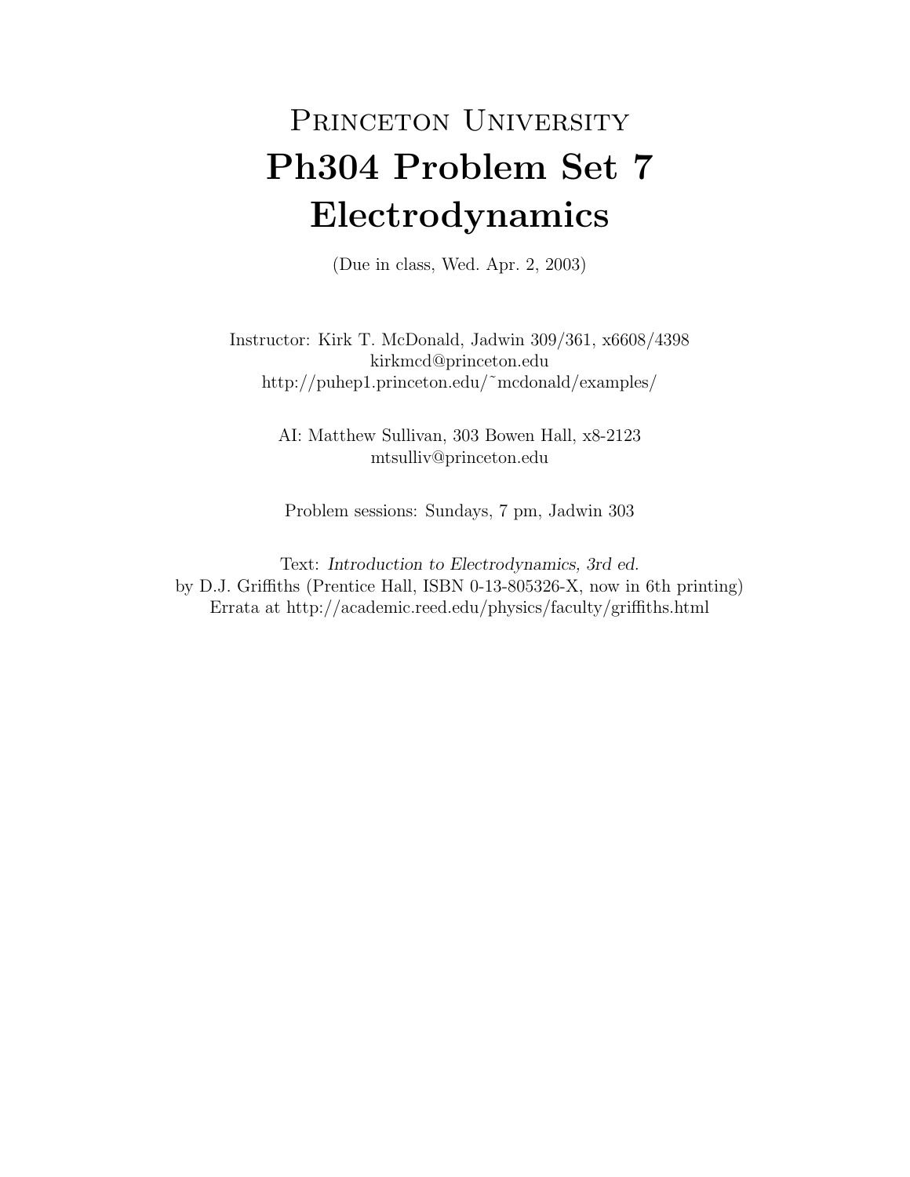# Princeton University
# Ph304 Problem Set 7
# Electrodynamics

(Due in class, Wed. Apr. 2, 2003)

Instructor: Kirk T. McDonald, Jadwin 309/361, x6608/4398
kirkmcd@princeton.edu
http://puhep1.princeton.edu/~mcdonald/examples/

AI: Matthew Sullivan, 303 Bowen Hall, x8-2123
mtsulliv@princeton.edu

Problem sessions: Sundays, 7 pm, Jadwin 303

Text: *Introduction to Electrodynamics, 3rd ed.*
by D.J. Griffiths (Prentice Hall, ISBN 0-13-805326-X, now in 6th printing)
Errata at http://academic.reed.edu/physics/faculty/griffiths.html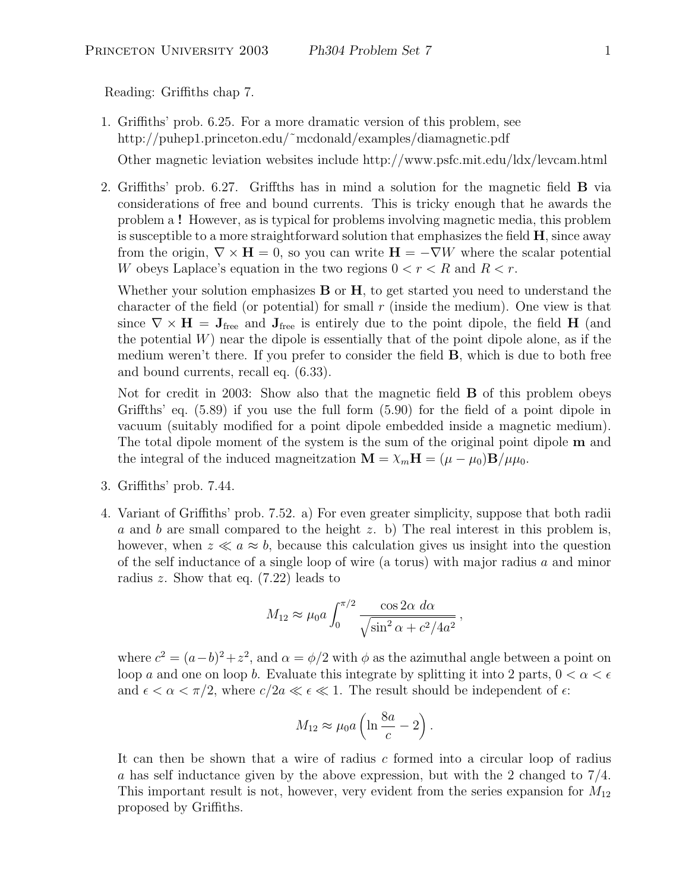Reading: Griffiths chap 7.

1. Griffiths' prob. 6.25. For a more dramatic version of this problem, see http://puhep1.princeton.edu/˜mcdonald/examples/diamagnetic.pdf

   Other magnetic leviation websites include http://www.psfc.mit.edu/ldx/levcam.html

2. Griffiths' prob. 6.27. Griffths has in mind a solution for the magnetic field $\mathbf{B}$ via considerations of free and bound currents. This is tricky enough that he awards the problem a **!** However, as is typical for problems involving magnetic media, this problem is susceptible to a more straightforward solution that emphasizes the field $\mathbf{H}$, since away from the origin, $\nabla \times \mathbf{H} = 0$, so you can write $\mathbf{H} = -\nabla W$ where the scalar potential $W$ obeys Laplace's equation in the two regions $0 < r < R$ and $R < r$.

   Whether your solution emphasizes $\mathbf{B}$ or $\mathbf{H}$, to get started you need to understand the character of the field (or potential) for small $r$ (inside the medium). One view is that since $\nabla \times \mathbf{H} = \mathbf{J}_{\rm free}$ and $\mathbf{J}_{\rm free}$ is entirely due to the point dipole, the field $\mathbf{H}$ (and the potential $W$) near the dipole is essentially that of the point dipole alone, as if the medium weren't there. If you prefer to consider the field $\mathbf{B}$, which is due to both free and bound currents, recall eq. (6.33).

   Not for credit in 2003: Show also that the magnetic field $\mathbf{B}$ of this problem obeys Griffths' eq. (5.89) if you use the full form (5.90) for the field of a point dipole in vacuum (suitably modified for a point dipole embedded inside a magnetic medium). The total dipole moment of the system is the sum of the original point dipole $\mathbf{m}$ and the integral of the induced magneitzation $\mathbf{M} = \chi_m \mathbf{H} = (\mu - \mu_0)\mathbf{B}/\mu\mu_0$.

3. Griffiths' prob. 7.44.

4. Variant of Griffiths' prob. 7.52. a) For even greater simplicity, suppose that both radii $a$ and $b$ are small compared to the height $z$. b) The real interest in this problem is, however, when $z \ll a \approx b$, because this calculation gives us insight into the question of the self inductance of a single loop of wire (a torus) with major radius $a$ and minor radius $z$. Show that eq. (7.22) leads to

$$M_{12} \approx \mu_0 a \int_0^{\pi/2} \frac{\cos 2\alpha \; d\alpha}{\sqrt{\sin^2 \alpha + c^2/4a^2}} \, ,$$

   where $c^2 = (a-b)^2 + z^2$, and $\alpha = \phi/2$ with $\phi$ as the azimuthal angle between a point on loop $a$ and one on loop $b$. Evaluate this integrate by splitting it into 2 parts, $0 < \alpha < \epsilon$ and $\epsilon < \alpha < \pi/2$, where $c/2a \ll \epsilon \ll 1$. The result should be independent of $\epsilon$:

$$M_{12} \approx \mu_0 a \left( \ln \frac{8a}{c} - 2 \right).$$

   It can then be shown that a wire of radius $c$ formed into a circular loop of radius $a$ has self inductance given by the above expression, but with the 2 changed to 7/4. This important result is not, however, very evident from the series expansion for $M_{12}$ proposed by Griffiths.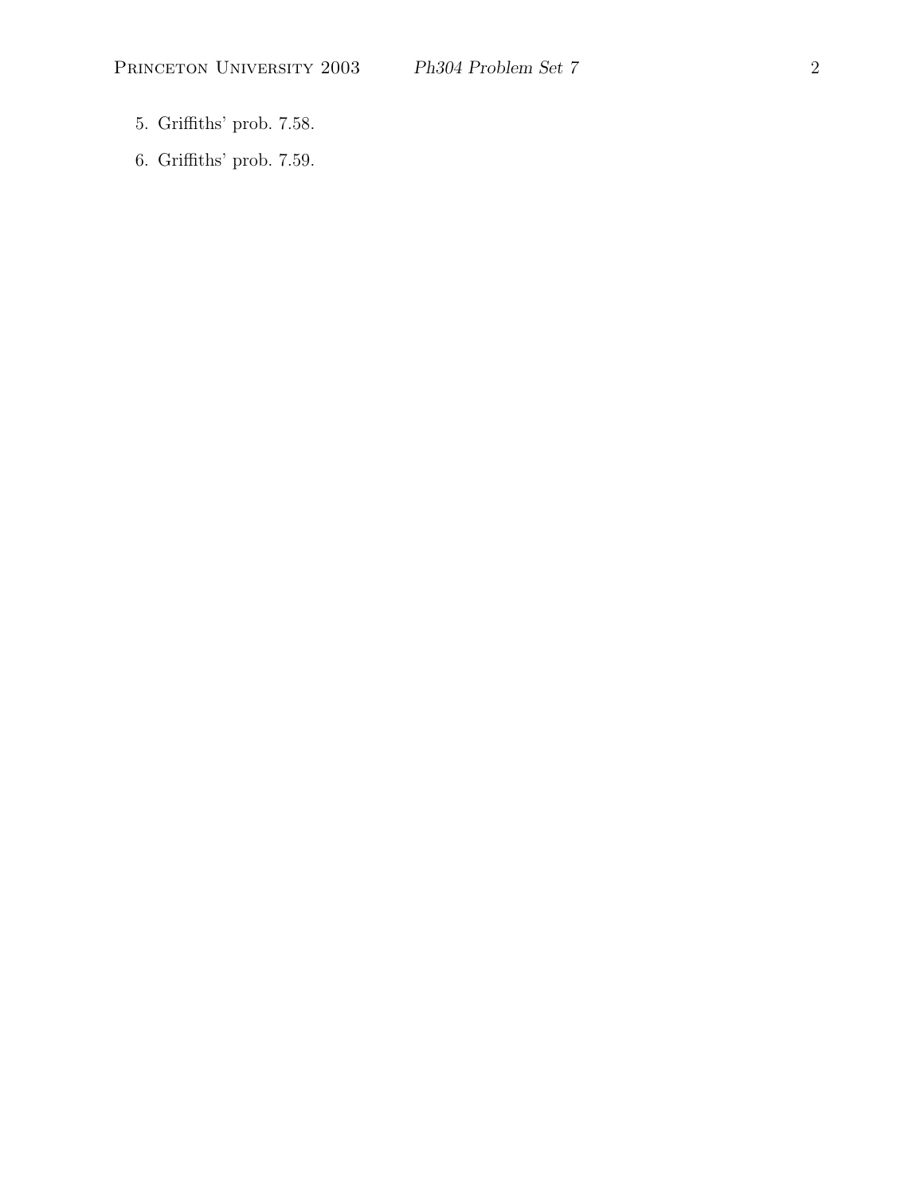5. Griffiths' prob. 7.58.

6. Griffiths' prob. 7.59.